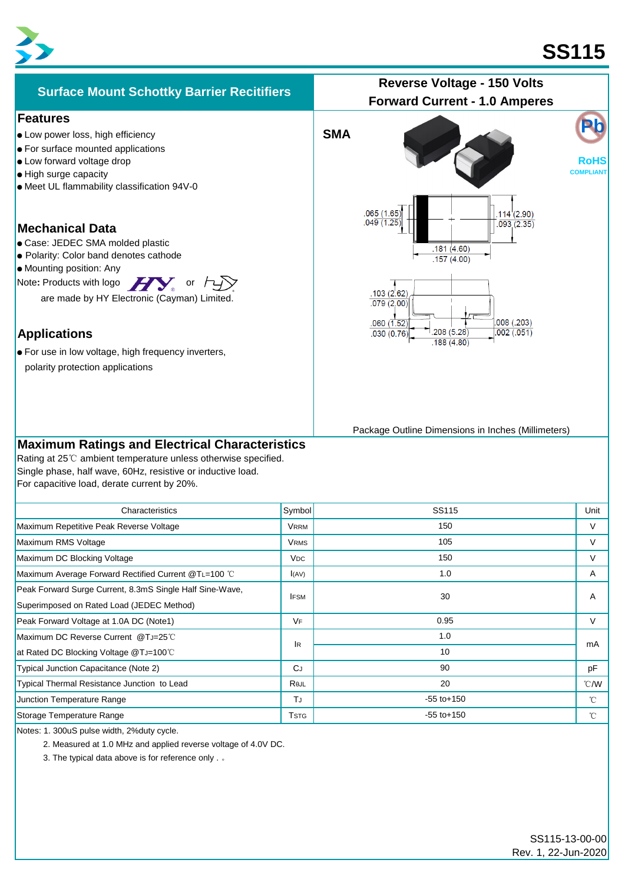# SS115

## Surface Mount Schottky Barrier Recitifiers

**Reverse Voltage - 150 Volts**
**Forward Current - 1.0 Amperes**

### Features

- Low power loss, high efficiency
- For surface mounted applications
- Low forward voltage drop
- High surge capacity
- Meet UL flammability classification 94V-0

### Mechanical Data

- Case: JEDEC SMA molded plastic
- Polarity: Color band denotes cathode
- Mounting position: Any

Note**:** Products with logo HY or HY are made by HY Electronic (Cayman) Limited.

### Applications

- For use in low voltage, high frequency inverters, polarity protection applications

SMA

Pb RoHS COMPLIANT

.065 (1.65) .049 (1.25)
.114 (2.90) .093 (2.35)
.181 (4.60) .157 (4.00)
.103 (2.62) .079 (2.00)
.060 (1.52) .030 (0.76)
.208 (5.28) .188 (4.80)
.008 (.203) .002 (.051)

Package Outline Dimensions in Inches (Millimeters)

### Maximum Ratings and Electrical Characteristics

Rating at 25℃ ambient temperature unless otherwise specified.
Single phase, half wave, 60Hz, resistive or inductive load.
For capacitive load, derate current by 20%.

| Characteristics | Symbol | SS115 | Unit |
|---|---|---|---|
| Maximum Repetitive Peak Reverse Voltage | $V_{RRM}$ | 150 | V |
| Maximum RMS Voltage | $V_{RMS}$ | 105 | V |
| Maximum DC Blocking Voltage | $V_{DC}$ | 150 | V |
| Maximum Average Forward Rectified Current @$T_L$=100 ℃ | $I_{(AV)}$ | 1.0 | A |
| Peak Forward Surge Current, 8.3mS Single Half Sine-Wave, Superimposed on Rated Load (JEDEC Method) | $I_{FSM}$ | 30 | A |
| Peak Forward Voltage at 1.0A DC (Note1) | $V_F$ | 0.95 | V |
| Maximum DC Reverse Current @$T_J$=25℃ | $I_R$ | 1.0 | mA |
| at Rated DC Blocking Voltage @$T_J$=100℃ | | 10 | |
| Typical Junction Capacitance (Note 2) | $C_J$ | 90 | pF |
| Typical Thermal Resistance Junction to Lead | $R_{θJL}$ | 20 | ℃/W |
| Junction Temperature Range | $T_J$ | -55 to+150 | ℃ |
| Storage Temperature Range | $T_{STG}$ | -55 to+150 | ℃ |

Notes: 1. 300uS pulse width, 2%duty cycle.
2. Measured at 1.0 MHz and applied reverse voltage of 4.0V DC.
3. The typical data above is for reference only . 。

SS115-13-00-00
Rev. 1, 22-Jun-2020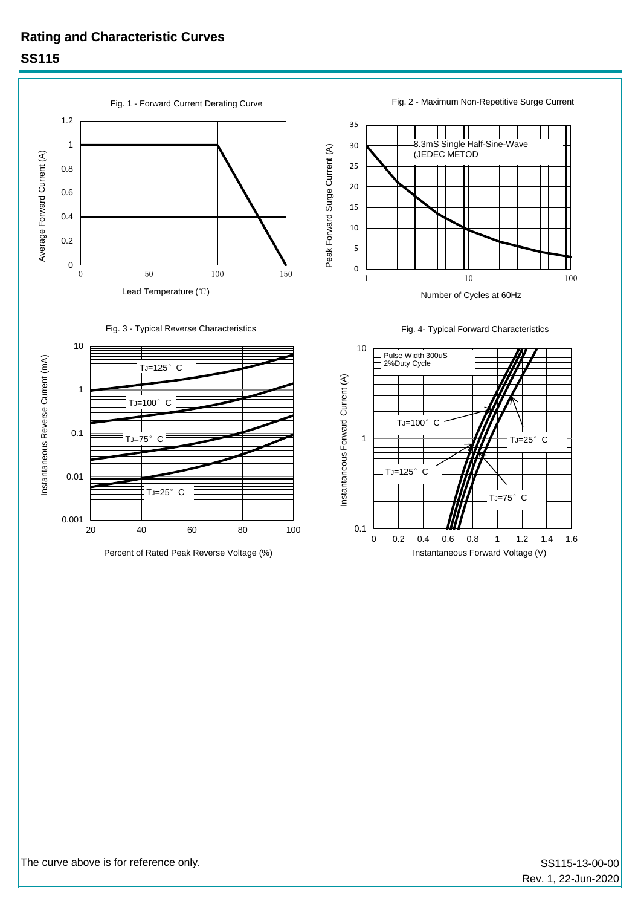## Rating and Characteristic Curves

## SS115

Fig. 1 - Forward Current Derating Curve

Average Forward Current (A)

Lead Temperature (℃)

Fig. 2 - Maximum Non-Repetitive Surge Current

8.3mS Single Half-Sine-Wave (JEDEC METOD

Peak Forward Surge Current (A)

Number of Cycles at 60Hz

Fig. 3 - Typical Reverse Characteristics

$T_J$=125° C

$T_J$=100° C

$T_J$=75° C

$T_J$=25° C

Instantaneous Reverse Current (mA)

Percent of Rated Peak Reverse Voltage (%)

Fig. 4- Typical Forward Characteristics

Pulse Width 300uS
2%Duty Cycle

$T_J$=100° C

$T_J$=25° C

$T_J$=125° C

$T_J$=75° C

Instantaneous Forward Current (A)

Instantaneous Forward Voltage (V)

The curve above is for reference only.

SS115-13-00-00
Rev. 1, 22-Jun-2020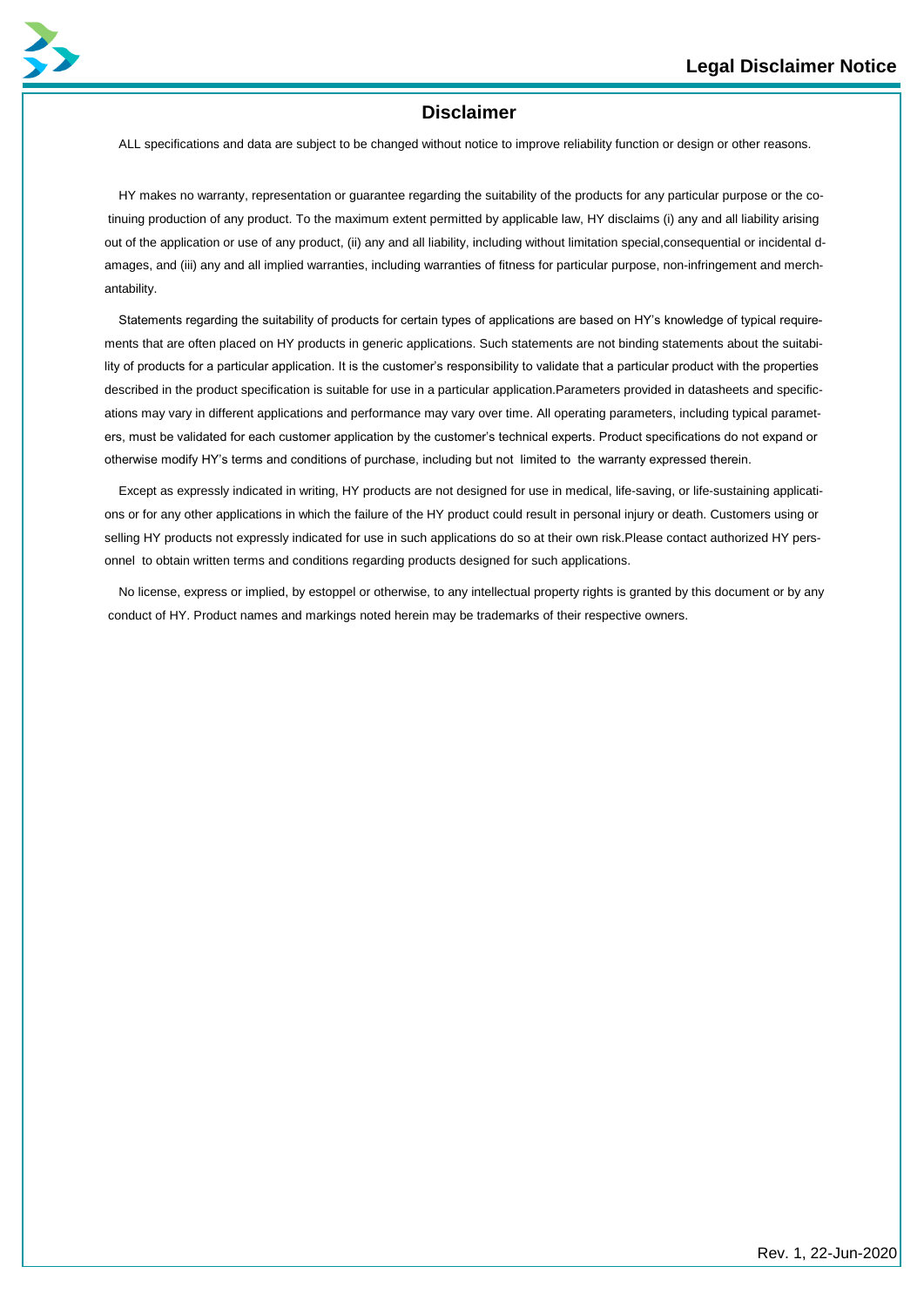## Legal Disclaimer Notice

# Disclaimer

ALL specifications and data are subject to be changed without notice to improve reliability function or design or other reasons.

HY makes no warranty, representation or guarantee regarding the suitability of the products for any particular purpose or the cotinuing production of any product. To the maximum extent permitted by applicable law, HY disclaims (i) any and all liability arising out of the application or use of any product, (ii) any and all liability, including without limitation special,consequential or incidental damages, and (iii) any and all implied warranties, including warranties of fitness for particular purpose, non-infringement and merchantability.

Statements regarding the suitability of products for certain types of applications are based on HY's knowledge of typical requirements that are often placed on HY products in generic applications. Such statements are not binding statements about the suitability of products for a particular application. It is the customer's responsibility to validate that a particular product with the properties described in the product specification is suitable for use in a particular application.Parameters provided in datasheets and specifications may vary in different applications and performance may vary over time. All operating parameters, including typical parameters, must be validated for each customer application by the customer's technical experts. Product specifications do not expand or otherwise modify HY's terms and conditions of purchase, including but not limited to the warranty expressed therein.

Except as expressly indicated in writing, HY products are not designed for use in medical, life-saving, or life-sustaining applications or for any other applications in which the failure of the HY product could result in personal injury or death. Customers using or selling HY products not expressly indicated for use in such applications do so at their own risk.Please contact authorized HY personnel to obtain written terms and conditions regarding products designed for such applications.

No license, express or implied, by estoppel or otherwise, to any intellectual property rights is granted by this document or by any conduct of HY. Product names and markings noted herein may be trademarks of their respective owners.

Rev. 1, 22-Jun-2020